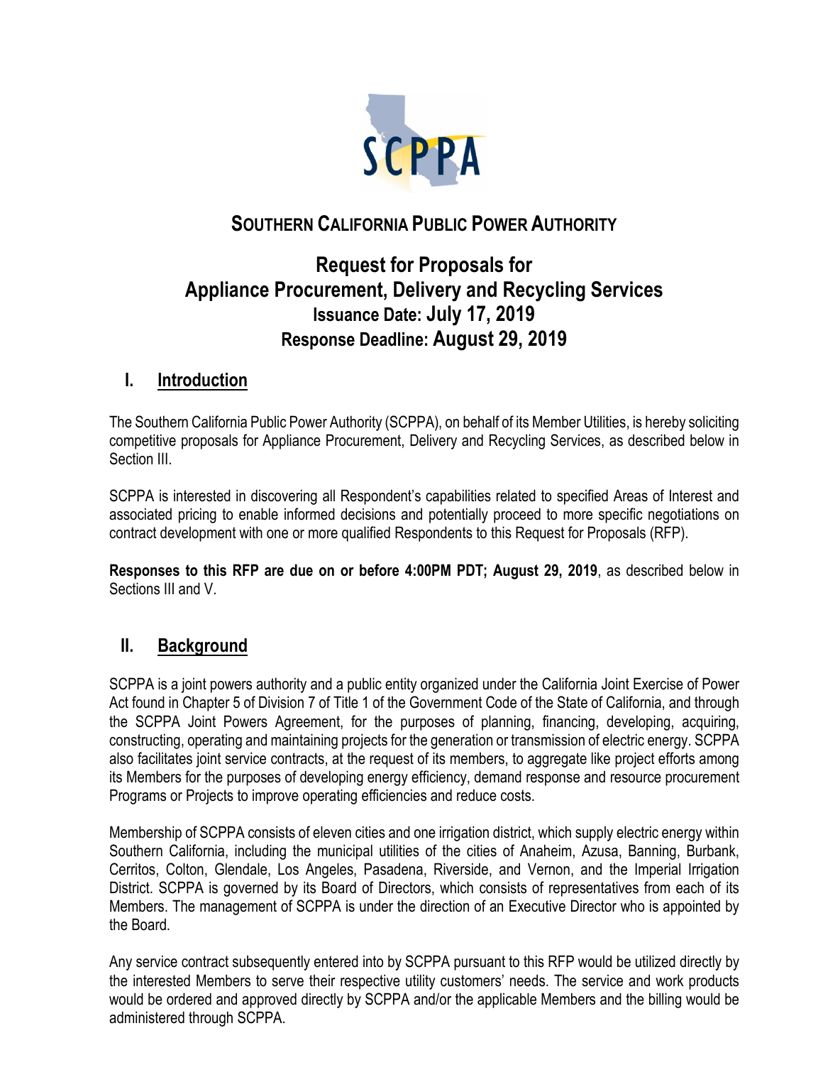# SOUTHERN CALIFORNIA PUBLIC POWER AUTHORITY

## Request for Proposals for Appliance Procurement, Delivery and Recycling Services

### Issuance Date: July 17, 2019

### Response Deadline: August 29, 2019

## I. Introduction

The Southern California Public Power Authority (SCPPA), on behalf of its Member Utilities, is hereby soliciting competitive proposals for Appliance Procurement, Delivery and Recycling Services, as described below in Section III.

SCPPA is interested in discovering all Respondent's capabilities related to specified Areas of Interest and associated pricing to enable informed decisions and potentially proceed to more specific negotiations on contract development with one or more qualified Respondents to this Request for Proposals (RFP).

**Responses to this RFP are due on or before 4:00PM PDT; August 29, 2019**, as described below in Sections III and V.

## II. Background

SCPPA is a joint powers authority and a public entity organized under the California Joint Exercise of Power Act found in Chapter 5 of Division 7 of Title 1 of the Government Code of the State of California, and through the SCPPA Joint Powers Agreement, for the purposes of planning, financing, developing, acquiring, constructing, operating and maintaining projects for the generation or transmission of electric energy. SCPPA also facilitates joint service contracts, at the request of its members, to aggregate like project efforts among its Members for the purposes of developing energy efficiency, demand response and resource procurement Programs or Projects to improve operating efficiencies and reduce costs.

Membership of SCPPA consists of eleven cities and one irrigation district, which supply electric energy within Southern California, including the municipal utilities of the cities of Anaheim, Azusa, Banning, Burbank, Cerritos, Colton, Glendale, Los Angeles, Pasadena, Riverside, and Vernon, and the Imperial Irrigation District. SCPPA is governed by its Board of Directors, which consists of representatives from each of its Members. The management of SCPPA is under the direction of an Executive Director who is appointed by the Board.

Any service contract subsequently entered into by SCPPA pursuant to this RFP would be utilized directly by the interested Members to serve their respective utility customers' needs. The service and work products would be ordered and approved directly by SCPPA and/or the applicable Members and the billing would be administered through SCPPA.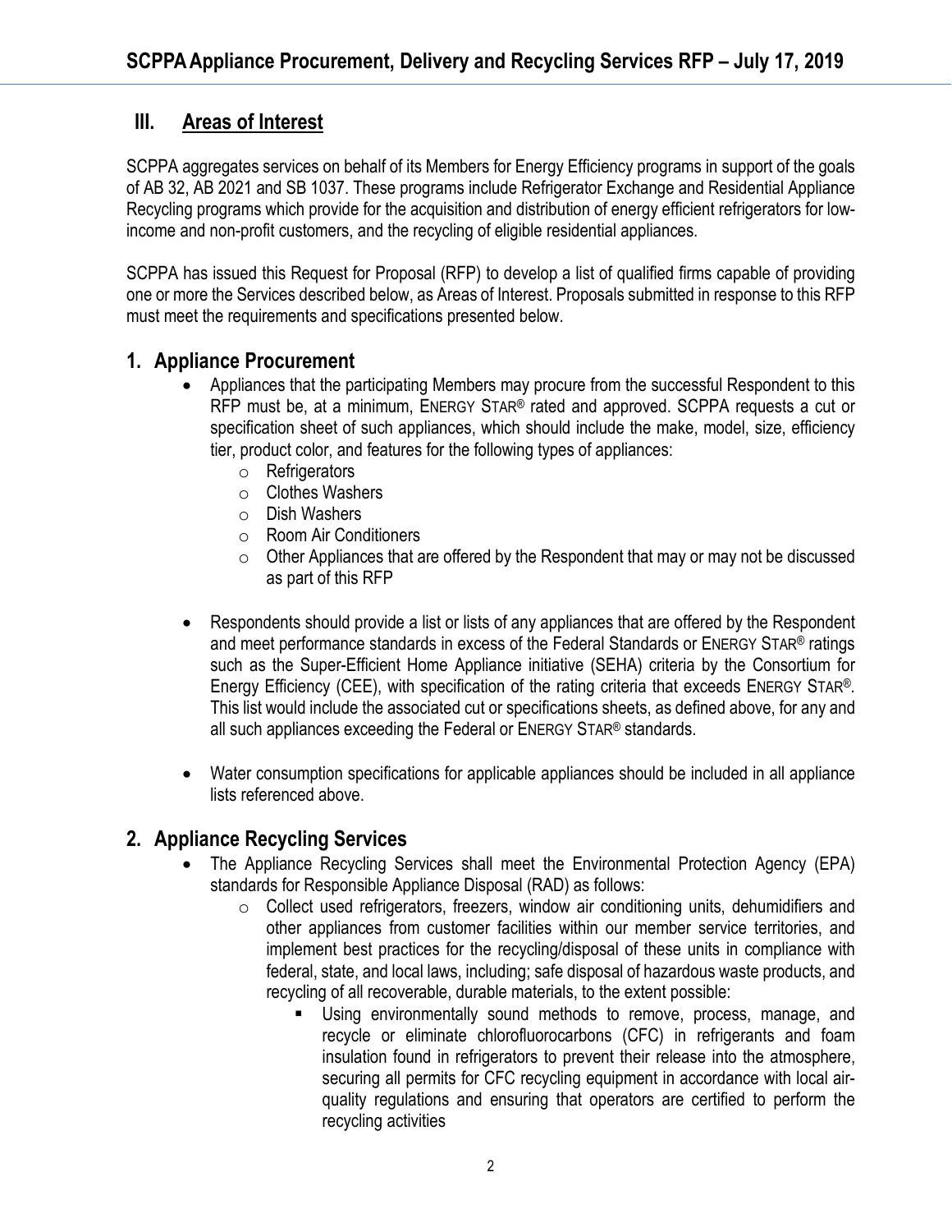## III. Areas of Interest

SCPPA aggregates services on behalf of its Members for Energy Efficiency programs in support of the goals of AB 32, AB 2021 and SB 1037. These programs include Refrigerator Exchange and Residential Appliance Recycling programs which provide for the acquisition and distribution of energy efficient refrigerators for low-income and non-profit customers, and the recycling of eligible residential appliances.

SCPPA has issued this Request for Proposal (RFP) to develop a list of qualified firms capable of providing one or more the Services described below, as Areas of Interest. Proposals submitted in response to this RFP must meet the requirements and specifications presented below.

### 1. Appliance Procurement

- Appliances that the participating Members may procure from the successful Respondent to this RFP must be, at a minimum, ENERGY STAR® rated and approved. SCPPA requests a cut or specification sheet of such appliances, which should include the make, model, size, efficiency tier, product color, and features for the following types of appliances:
  - Refrigerators
  - Clothes Washers
  - Dish Washers
  - Room Air Conditioners
  - Other Appliances that are offered by the Respondent that may or may not be discussed as part of this RFP
- Respondents should provide a list or lists of any appliances that are offered by the Respondent and meet performance standards in excess of the Federal Standards or ENERGY STAR® ratings such as the Super-Efficient Home Appliance initiative (SEHA) criteria by the Consortium for Energy Efficiency (CEE), with specification of the rating criteria that exceeds ENERGY STAR®. This list would include the associated cut or specifications sheets, as defined above, for any and all such appliances exceeding the Federal or ENERGY STAR® standards.
- Water consumption specifications for applicable appliances should be included in all appliance lists referenced above.

### 2. Appliance Recycling Services

- The Appliance Recycling Services shall meet the Environmental Protection Agency (EPA) standards for Responsible Appliance Disposal (RAD) as follows:
  - Collect used refrigerators, freezers, window air conditioning units, dehumidifiers and other appliances from customer facilities within our member service territories, and implement best practices for the recycling/disposal of these units in compliance with federal, state, and local laws, including; safe disposal of hazardous waste products, and recycling of all recoverable, durable materials, to the extent possible:
    - Using environmentally sound methods to remove, process, manage, and recycle or eliminate chlorofluorocarbons (CFC) in refrigerants and foam insulation found in refrigerators to prevent their release into the atmosphere, securing all permits for CFC recycling equipment in accordance with local air-quality regulations and ensuring that operators are certified to perform the recycling activities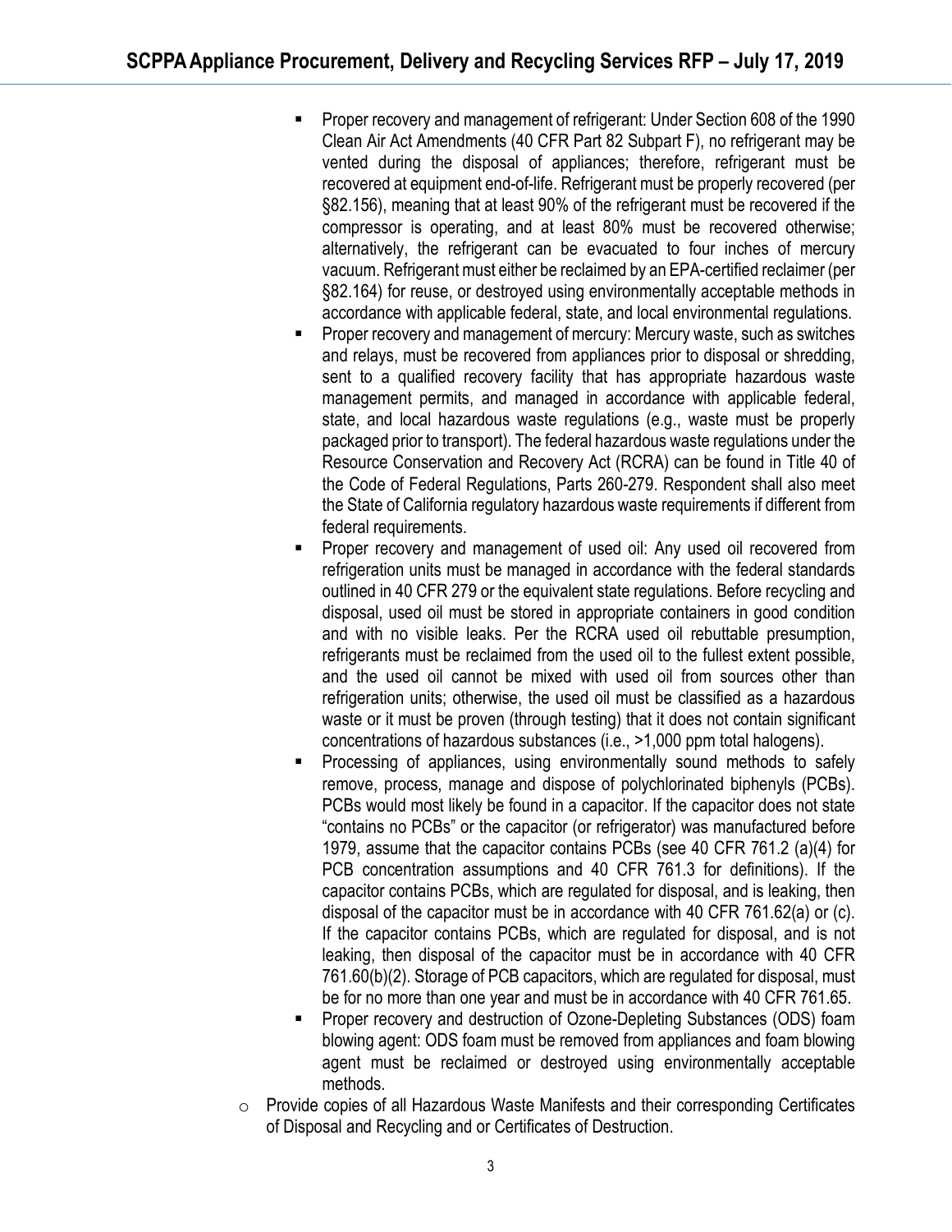- Proper recovery and management of refrigerant: Under Section 608 of the 1990 Clean Air Act Amendments (40 CFR Part 82 Subpart F), no refrigerant may be vented during the disposal of appliances; therefore, refrigerant must be recovered at equipment end-of-life. Refrigerant must be properly recovered (per §82.156), meaning that at least 90% of the refrigerant must be recovered if the compressor is operating, and at least 80% must be recovered otherwise; alternatively, the refrigerant can be evacuated to four inches of mercury vacuum. Refrigerant must either be reclaimed by an EPA-certified reclaimer (per §82.164) for reuse, or destroyed using environmentally acceptable methods in accordance with applicable federal, state, and local environmental regulations.
   - Proper recovery and management of mercury: Mercury waste, such as switches and relays, must be recovered from appliances prior to disposal or shredding, sent to a qualified recovery facility that has appropriate hazardous waste management permits, and managed in accordance with applicable federal, state, and local hazardous waste regulations (e.g., waste must be properly packaged prior to transport). The federal hazardous waste regulations under the Resource Conservation and Recovery Act (RCRA) can be found in Title 40 of the Code of Federal Regulations, Parts 260-279. Respondent shall also meet the State of California regulatory hazardous waste requirements if different from federal requirements.
   - Proper recovery and management of used oil: Any used oil recovered from refrigeration units must be managed in accordance with the federal standards outlined in 40 CFR 279 or the equivalent state regulations. Before recycling and disposal, used oil must be stored in appropriate containers in good condition and with no visible leaks. Per the RCRA used oil rebuttable presumption, refrigerants must be reclaimed from the used oil to the fullest extent possible, and the used oil cannot be mixed with used oil from sources other than refrigeration units; otherwise, the used oil must be classified as a hazardous waste or it must be proven (through testing) that it does not contain significant concentrations of hazardous substances (i.e., >1,000 ppm total halogens).
   - Processing of appliances, using environmentally sound methods to safely remove, process, manage and dispose of polychlorinated biphenyls (PCBs). PCBs would most likely be found in a capacitor. If the capacitor does not state "contains no PCBs" or the capacitor (or refrigerator) was manufactured before 1979, assume that the capacitor contains PCBs (see 40 CFR 761.2 (a)(4) for PCB concentration assumptions and 40 CFR 761.3 for definitions). If the capacitor contains PCBs, which are regulated for disposal, and is leaking, then disposal of the capacitor must be in accordance with 40 CFR 761.62(a) or (c). If the capacitor contains PCBs, which are regulated for disposal, and is not leaking, then disposal of the capacitor must be in accordance with 40 CFR 761.60(b)(2). Storage of PCB capacitors, which are regulated for disposal, must be for no more than one year and must be in accordance with 40 CFR 761.65.
   - Proper recovery and destruction of Ozone-Depleting Substances (ODS) foam blowing agent: ODS foam must be removed from appliances and foam blowing agent must be reclaimed or destroyed using environmentally acceptable methods.
- Provide copies of all Hazardous Waste Manifests and their corresponding Certificates of Disposal and Recycling and or Certificates of Destruction.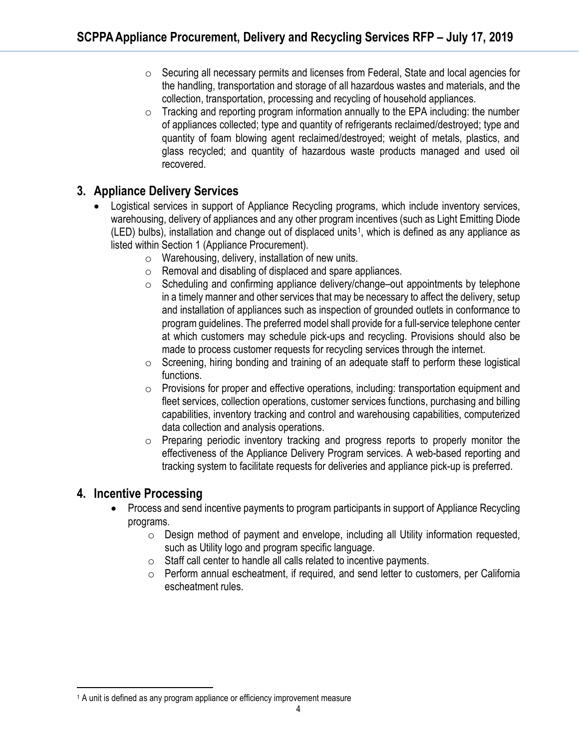- Securing all necessary permits and licenses from Federal, State and local agencies for the handling, transportation and storage of all hazardous wastes and materials, and the collection, transportation, processing and recycling of household appliances.
- Tracking and reporting program information annually to the EPA including: the number of appliances collected; type and quantity of refrigerants reclaimed/destroyed; type and quantity of foam blowing agent reclaimed/destroyed; weight of metals, plastics, and glass recycled; and quantity of hazardous waste products managed and used oil recovered.

## 3. Appliance Delivery Services

- Logistical services in support of Appliance Recycling programs, which include inventory services, warehousing, delivery of appliances and any other program incentives (such as Light Emitting Diode (LED) bulbs), installation and change out of displaced units[1], which is defined as any appliance as listed within Section 1 (Appliance Procurement).
  - Warehousing, delivery, installation of new units.
  - Removal and disabling of displaced and spare appliances.
  - Scheduling and confirming appliance delivery/change–out appointments by telephone in a timely manner and other services that may be necessary to affect the delivery, setup and installation of appliances such as inspection of grounded outlets in conformance to program guidelines. The preferred model shall provide for a full-service telephone center at which customers may schedule pick-ups and recycling. Provisions should also be made to process customer requests for recycling services through the internet.
  - Screening, hiring bonding and training of an adequate staff to perform these logistical functions.
  - Provisions for proper and effective operations, including: transportation equipment and fleet services, collection operations, customer services functions, purchasing and billing capabilities, inventory tracking and control and warehousing capabilities, computerized data collection and analysis operations.
  - Preparing periodic inventory tracking and progress reports to properly monitor the effectiveness of the Appliance Delivery Program services. A web-based reporting and tracking system to facilitate requests for deliveries and appliance pick-up is preferred.

## 4. Incentive Processing

- Process and send incentive payments to program participants in support of Appliance Recycling programs.
  - Design method of payment and envelope, including all Utility information requested, such as Utility logo and program specific language.
  - Staff call center to handle all calls related to incentive payments.
  - Perform annual escheatment, if required, and send letter to customers, per California escheatment rules.

[1] A unit is defined as any program appliance or efficiency improvement measure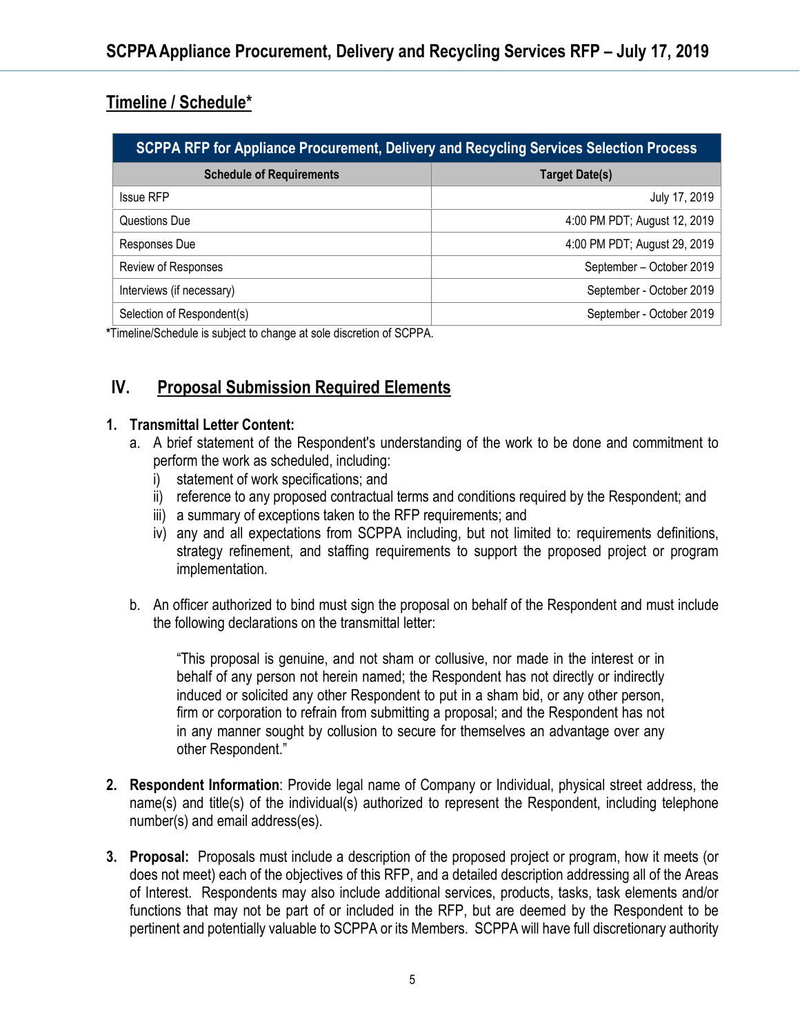## Timeline / Schedule*

| SCPPA RFP for Appliance Procurement, Delivery and Recycling Services Selection Process | |
|---|---|
| **Schedule of Requirements** | **Target Date(s)** |
| Issue RFP | July 17, 2019 |
| Questions Due | 4:00 PM PDT; August 12, 2019 |
| Responses Due | 4:00 PM PDT; August 29, 2019 |
| Review of Responses | September – October 2019 |
| Interviews (if necessary) | September - October 2019 |
| Selection of Respondent(s) | September - October 2019 |

***Timeline/Schedule is subject to change at sole discretion of SCPPA.**

## IV. Proposal Submission Required Elements

1. **Transmittal Letter Content:**
   a. A brief statement of the Respondent's understanding of the work to be done and commitment to perform the work as scheduled, including:
      i) statement of work specifications; and
      ii) reference to any proposed contractual terms and conditions required by the Respondent; and
      iii) a summary of exceptions taken to the RFP requirements; and
      iv) any and all expectations from SCPPA including, but not limited to: requirements definitions, strategy refinement, and staffing requirements to support the proposed project or program implementation.

   b. An officer authorized to bind must sign the proposal on behalf of the Respondent and must include the following declarations on the transmittal letter:

      "This proposal is genuine, and not sham or collusive, nor made in the interest or in behalf of any person not herein named; the Respondent has not directly or indirectly induced or solicited any other Respondent to put in a sham bid, or any other person, firm or corporation to refrain from submitting a proposal; and the Respondent has not in any manner sought by collusion to secure for themselves an advantage over any other Respondent."

2. **Respondent Information**: Provide legal name of Company or Individual, physical street address, the name(s) and title(s) of the individual(s) authorized to represent the Respondent, including telephone number(s) and email address(es).

3. **Proposal:** Proposals must include a description of the proposed project or program, how it meets (or does not meet) each of the objectives of this RFP, and a detailed description addressing all of the Areas of Interest. Respondents may also include additional services, products, tasks, task elements and/or functions that may not be part of or included in the RFP, but are deemed by the Respondent to be pertinent and potentially valuable to SCPPA or its Members. SCPPA will have full discretionary authority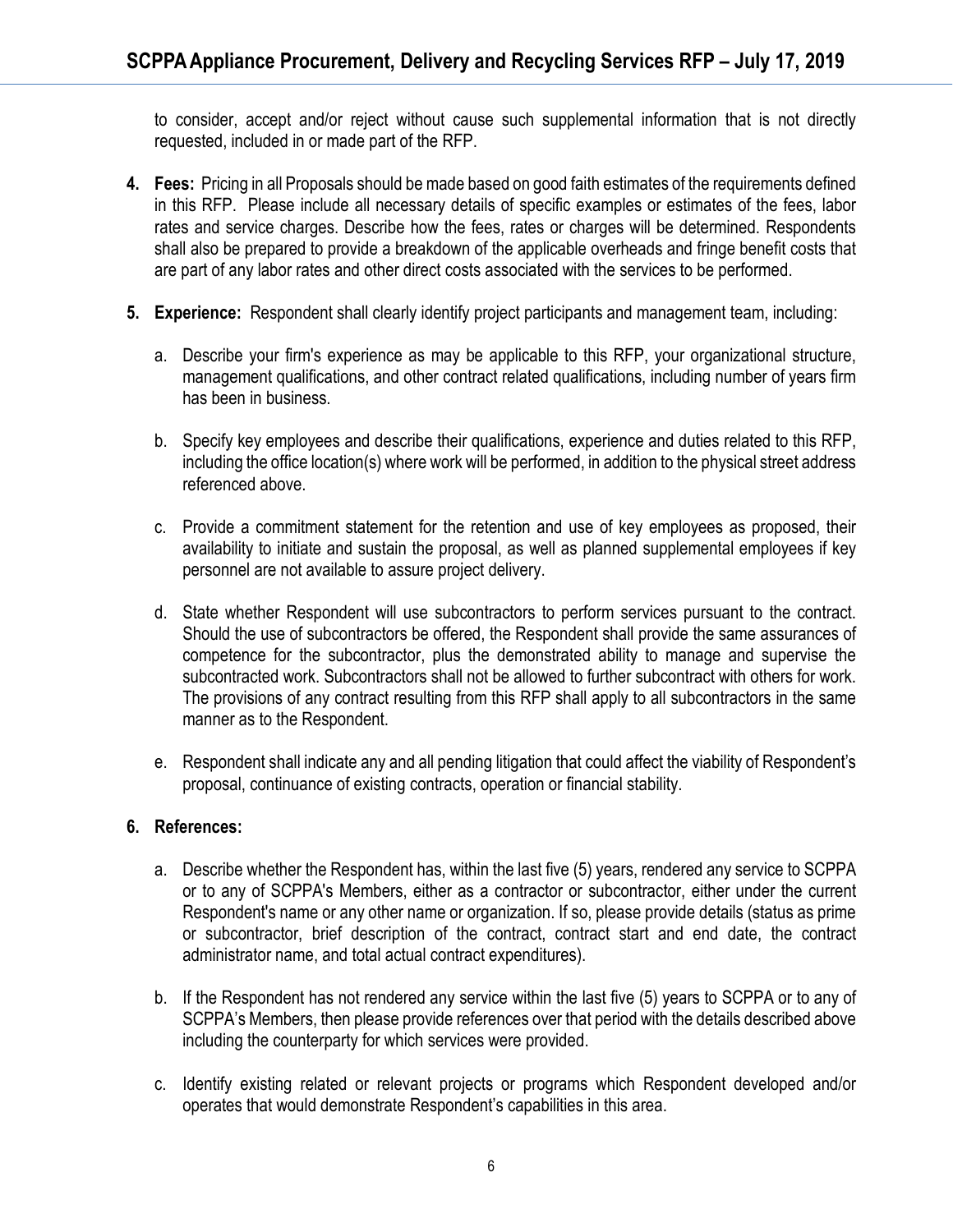to consider, accept and/or reject without cause such supplemental information that is not directly requested, included in or made part of the RFP.

4. **Fees:** Pricing in all Proposals should be made based on good faith estimates of the requirements defined in this RFP. Please include all necessary details of specific examples or estimates of the fees, labor rates and service charges. Describe how the fees, rates or charges will be determined. Respondents shall also be prepared to provide a breakdown of the applicable overheads and fringe benefit costs that are part of any labor rates and other direct costs associated with the services to be performed.

5. **Experience:** Respondent shall clearly identify project participants and management team, including:

   a. Describe your firm's experience as may be applicable to this RFP, your organizational structure, management qualifications, and other contract related qualifications, including number of years firm has been in business.

   b. Specify key employees and describe their qualifications, experience and duties related to this RFP, including the office location(s) where work will be performed, in addition to the physical street address referenced above.

   c. Provide a commitment statement for the retention and use of key employees as proposed, their availability to initiate and sustain the proposal, as well as planned supplemental employees if key personnel are not available to assure project delivery.

   d. State whether Respondent will use subcontractors to perform services pursuant to the contract. Should the use of subcontractors be offered, the Respondent shall provide the same assurances of competence for the subcontractor, plus the demonstrated ability to manage and supervise the subcontracted work. Subcontractors shall not be allowed to further subcontract with others for work. The provisions of any contract resulting from this RFP shall apply to all subcontractors in the same manner as to the Respondent.

   e. Respondent shall indicate any and all pending litigation that could affect the viability of Respondent's proposal, continuance of existing contracts, operation or financial stability.

6. **References:**

   a. Describe whether the Respondent has, within the last five (5) years, rendered any service to SCPPA or to any of SCPPA's Members, either as a contractor or subcontractor, either under the current Respondent's name or any other name or organization. If so, please provide details (status as prime or subcontractor, brief description of the contract, contract start and end date, the contract administrator name, and total actual contract expenditures).

   b. If the Respondent has not rendered any service within the last five (5) years to SCPPA or to any of SCPPA's Members, then please provide references over that period with the details described above including the counterparty for which services were provided.

   c. Identify existing related or relevant projects or programs which Respondent developed and/or operates that would demonstrate Respondent's capabilities in this area.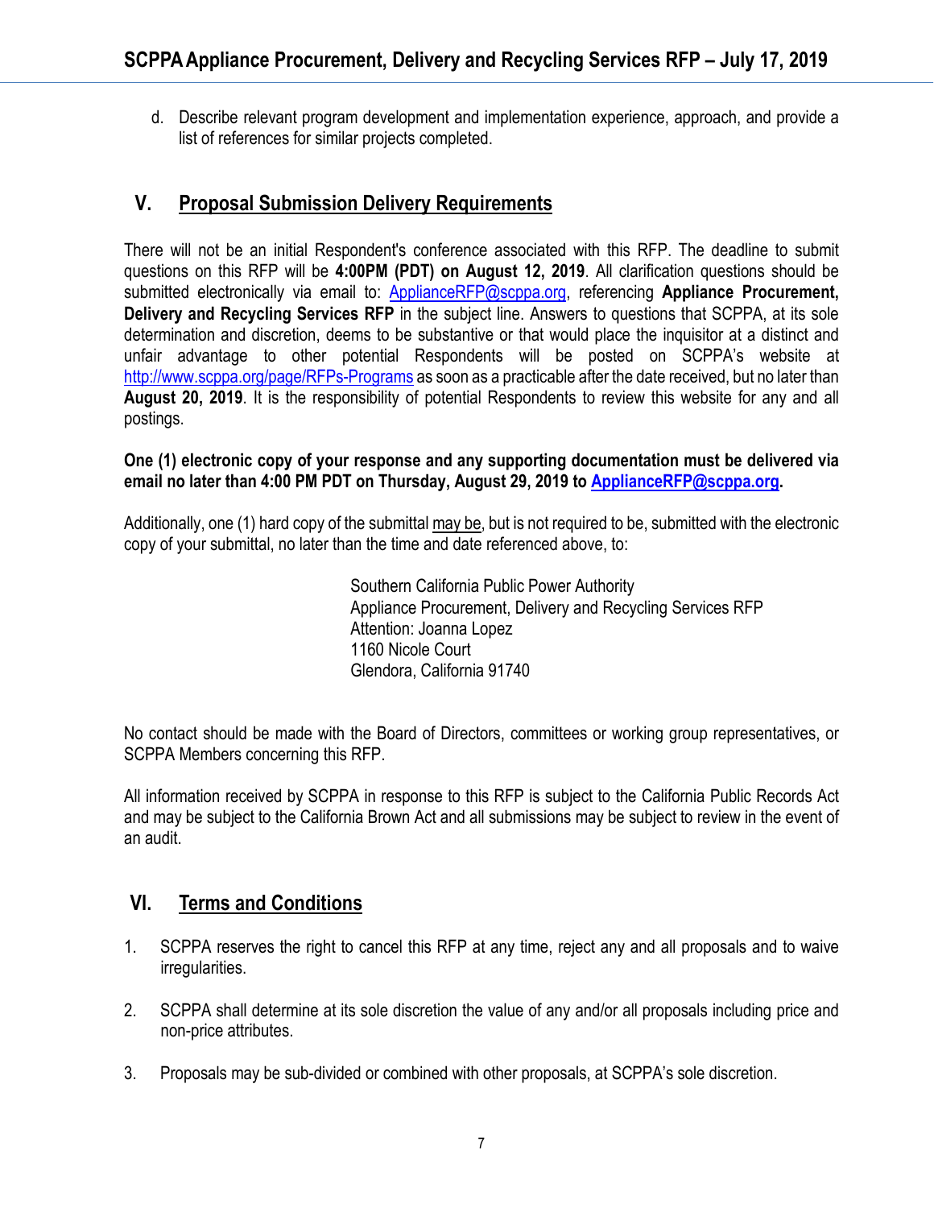d. Describe relevant program development and implementation experience, approach, and provide a list of references for similar projects completed.

## V. Proposal Submission Delivery Requirements

There will not be an initial Respondent's conference associated with this RFP. The deadline to submit questions on this RFP will be **4:00PM (PDT) on August 12, 2019**. All clarification questions should be submitted electronically via email to: ApplianceRFP@scppa.org, referencing **Appliance Procurement, Delivery and Recycling Services RFP** in the subject line. Answers to questions that SCPPA, at its sole determination and discretion, deems to be substantive or that would place the inquisitor at a distinct and unfair advantage to other potential Respondents will be posted on SCPPA's website at http://www.scppa.org/page/RFPs-Programs as soon as a practicable after the date received, but no later than **August 20, 2019**. It is the responsibility of potential Respondents to review this website for any and all postings.

**One (1) electronic copy of your response and any supporting documentation must be delivered via email no later than 4:00 PM PDT on Thursday, August 29, 2019 to ApplianceRFP@scppa.org.**

Additionally, one (1) hard copy of the submittal may be, but is not required to be, submitted with the electronic copy of your submittal, no later than the time and date referenced above, to:

Southern California Public Power Authority
Appliance Procurement, Delivery and Recycling Services RFP
Attention: Joanna Lopez
1160 Nicole Court
Glendora, California 91740

No contact should be made with the Board of Directors, committees or working group representatives, or SCPPA Members concerning this RFP.

All information received by SCPPA in response to this RFP is subject to the California Public Records Act and may be subject to the California Brown Act and all submissions may be subject to review in the event of an audit.

## VI. Terms and Conditions

1. SCPPA reserves the right to cancel this RFP at any time, reject any and all proposals and to waive irregularities.

2. SCPPA shall determine at its sole discretion the value of any and/or all proposals including price and non-price attributes.

3. Proposals may be sub-divided or combined with other proposals, at SCPPA's sole discretion.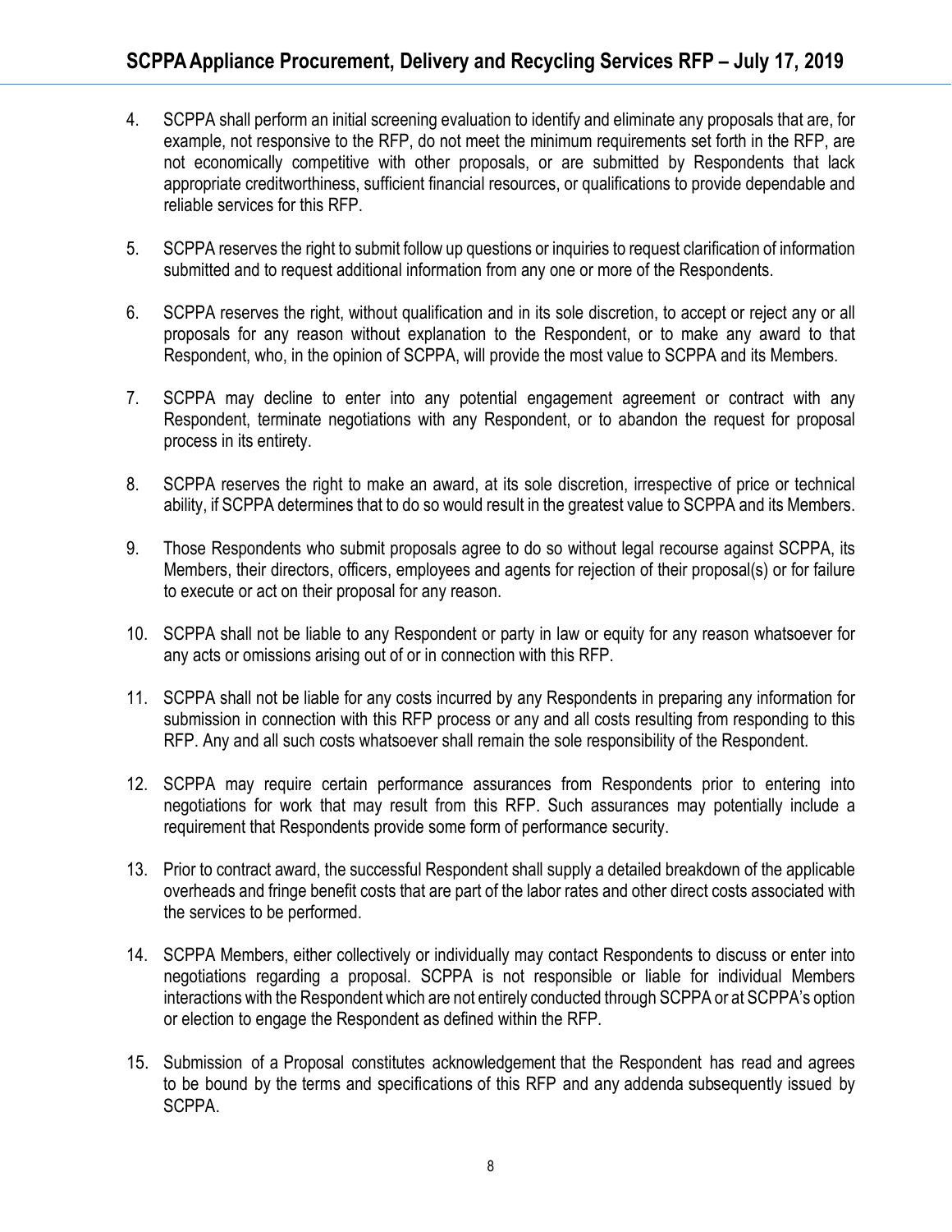4. SCPPA shall perform an initial screening evaluation to identify and eliminate any proposals that are, for example, not responsive to the RFP, do not meet the minimum requirements set forth in the RFP, are not economically competitive with other proposals, or are submitted by Respondents that lack appropriate creditworthiness, sufficient financial resources, or qualifications to provide dependable and reliable services for this RFP.

5. SCPPA reserves the right to submit follow up questions or inquiries to request clarification of information submitted and to request additional information from any one or more of the Respondents.

6. SCPPA reserves the right, without qualification and in its sole discretion, to accept or reject any or all proposals for any reason without explanation to the Respondent, or to make any award to that Respondent, who, in the opinion of SCPPA, will provide the most value to SCPPA and its Members.

7. SCPPA may decline to enter into any potential engagement agreement or contract with any Respondent, terminate negotiations with any Respondent, or to abandon the request for proposal process in its entirety.

8. SCPPA reserves the right to make an award, at its sole discretion, irrespective of price or technical ability, if SCPPA determines that to do so would result in the greatest value to SCPPA and its Members.

9. Those Respondents who submit proposals agree to do so without legal recourse against SCPPA, its Members, their directors, officers, employees and agents for rejection of their proposal(s) or for failure to execute or act on their proposal for any reason.

10. SCPPA shall not be liable to any Respondent or party in law or equity for any reason whatsoever for any acts or omissions arising out of or in connection with this RFP.

11. SCPPA shall not be liable for any costs incurred by any Respondents in preparing any information for submission in connection with this RFP process or any and all costs resulting from responding to this RFP. Any and all such costs whatsoever shall remain the sole responsibility of the Respondent.

12. SCPPA may require certain performance assurances from Respondents prior to entering into negotiations for work that may result from this RFP. Such assurances may potentially include a requirement that Respondents provide some form of performance security.

13. Prior to contract award, the successful Respondent shall supply a detailed breakdown of the applicable overheads and fringe benefit costs that are part of the labor rates and other direct costs associated with the services to be performed.

14. SCPPA Members, either collectively or individually may contact Respondents to discuss or enter into negotiations regarding a proposal. SCPPA is not responsible or liable for individual Members interactions with the Respondent which are not entirely conducted through SCPPA or at SCPPA's option or election to engage the Respondent as defined within the RFP.

15. Submission of a Proposal constitutes acknowledgement that the Respondent has read and agrees to be bound by the terms and specifications of this RFP and any addenda subsequently issued by SCPPA.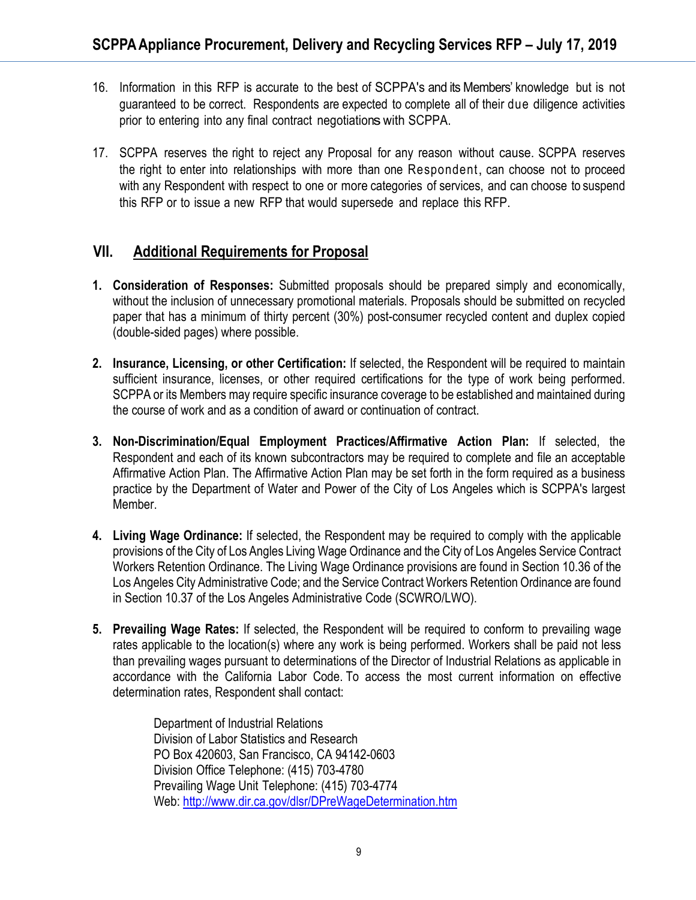16. Information in this RFP is accurate to the best of SCPPA's and its Members' knowledge but is not guaranteed to be correct. Respondents are expected to complete all of their due diligence activities prior to entering into any final contract negotiations with SCPPA.

17. SCPPA reserves the right to reject any Proposal for any reason without cause. SCPPA reserves the right to enter into relationships with more than one Respondent, can choose not to proceed with any Respondent with respect to one or more categories of services, and can choose to suspend this RFP or to issue a new RFP that would supersede and replace this RFP.

## VII. Additional Requirements for Proposal

1. **Consideration of Responses:** Submitted proposals should be prepared simply and economically, without the inclusion of unnecessary promotional materials. Proposals should be submitted on recycled paper that has a minimum of thirty percent (30%) post-consumer recycled content and duplex copied (double-sided pages) where possible.

2. **Insurance, Licensing, or other Certification:** If selected, the Respondent will be required to maintain sufficient insurance, licenses, or other required certifications for the type of work being performed. SCPPA or its Members may require specific insurance coverage to be established and maintained during the course of work and as a condition of award or continuation of contract.

3. **Non-Discrimination/Equal Employment Practices/Affirmative Action Plan:** If selected, the Respondent and each of its known subcontractors may be required to complete and file an acceptable Affirmative Action Plan. The Affirmative Action Plan may be set forth in the form required as a business practice by the Department of Water and Power of the City of Los Angeles which is SCPPA's largest Member.

4. **Living Wage Ordinance:** If selected, the Respondent may be required to comply with the applicable provisions of the City of Los Angles Living Wage Ordinance and the City of Los Angeles Service Contract Workers Retention Ordinance. The Living Wage Ordinance provisions are found in Section 10.36 of the Los Angeles City Administrative Code; and the Service Contract Workers Retention Ordinance are found in Section 10.37 of the Los Angeles Administrative Code (SCWRO/LWO).

5. **Prevailing Wage Rates:** If selected, the Respondent will be required to conform to prevailing wage rates applicable to the location(s) where any work is being performed. Workers shall be paid not less than prevailing wages pursuant to determinations of the Director of Industrial Relations as applicable in accordance with the California Labor Code. To access the most current information on effective determination rates, Respondent shall contact:

   Department of Industrial Relations
   Division of Labor Statistics and Research
   PO Box 420603, San Francisco, CA 94142-0603
   Division Office Telephone: (415) 703-4780
   Prevailing Wage Unit Telephone: (415) 703-4774
   Web: [http://www.dir.ca.gov/dlsr/DPreWageDetermination.htm](http://www.dir.ca.gov/dlsr/DPreWageDetermination.htm)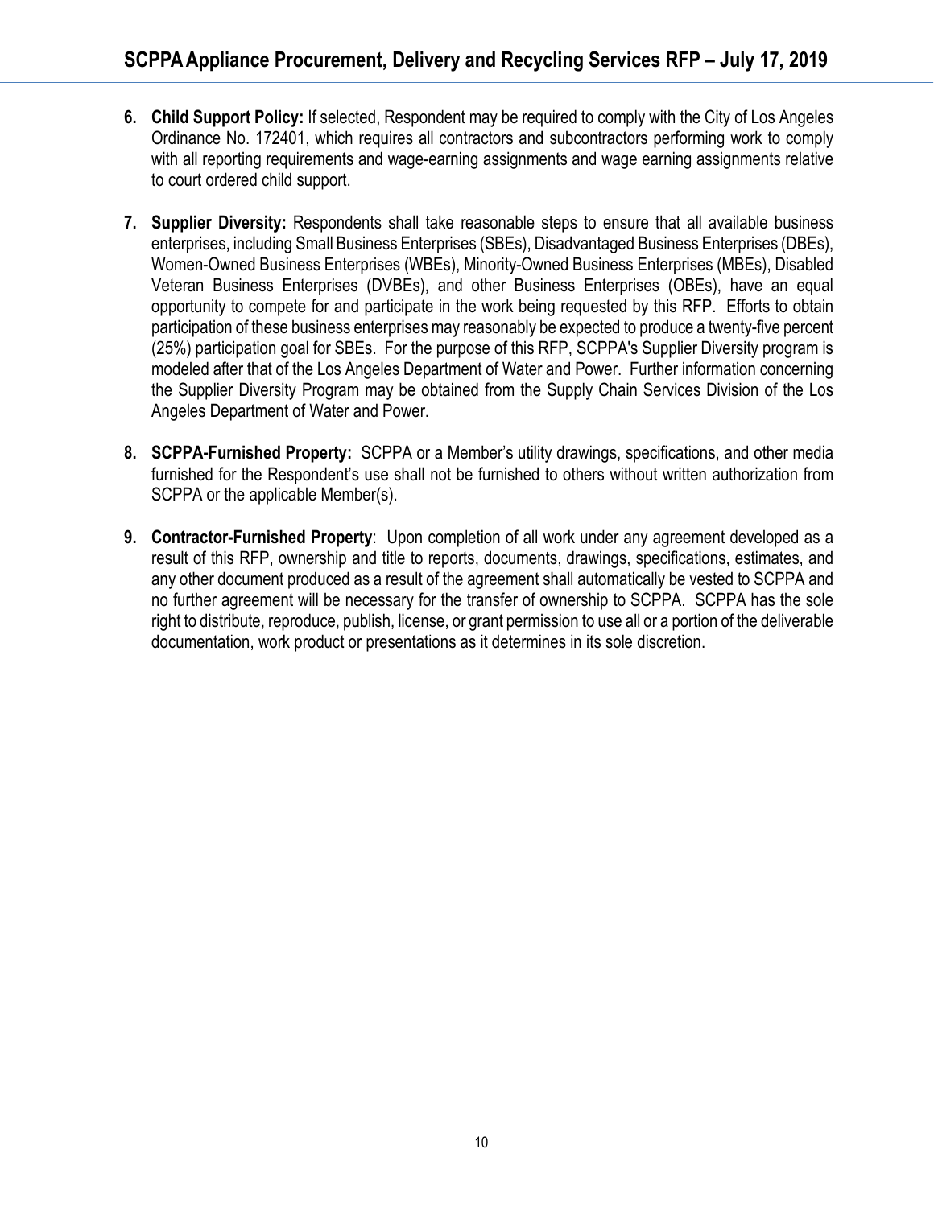6. **Child Support Policy:** If selected, Respondent may be required to comply with the City of Los Angeles Ordinance No. 172401, which requires all contractors and subcontractors performing work to comply with all reporting requirements and wage-earning assignments and wage earning assignments relative to court ordered child support.

7. **Supplier Diversity:** Respondents shall take reasonable steps to ensure that all available business enterprises, including Small Business Enterprises (SBEs), Disadvantaged Business Enterprises (DBEs), Women-Owned Business Enterprises (WBEs), Minority-Owned Business Enterprises (MBEs), Disabled Veteran Business Enterprises (DVBEs), and other Business Enterprises (OBEs), have an equal opportunity to compete for and participate in the work being requested by this RFP. Efforts to obtain participation of these business enterprises may reasonably be expected to produce a twenty-five percent (25%) participation goal for SBEs. For the purpose of this RFP, SCPPA's Supplier Diversity program is modeled after that of the Los Angeles Department of Water and Power. Further information concerning the Supplier Diversity Program may be obtained from the Supply Chain Services Division of the Los Angeles Department of Water and Power.

8. **SCPPA-Furnished Property:** SCPPA or a Member's utility drawings, specifications, and other media furnished for the Respondent's use shall not be furnished to others without written authorization from SCPPA or the applicable Member(s).

9. **Contractor-Furnished Property**: Upon completion of all work under any agreement developed as a result of this RFP, ownership and title to reports, documents, drawings, specifications, estimates, and any other document produced as a result of the agreement shall automatically be vested to SCPPA and no further agreement will be necessary for the transfer of ownership to SCPPA. SCPPA has the sole right to distribute, reproduce, publish, license, or grant permission to use all or a portion of the deliverable documentation, work product or presentations as it determines in its sole discretion.